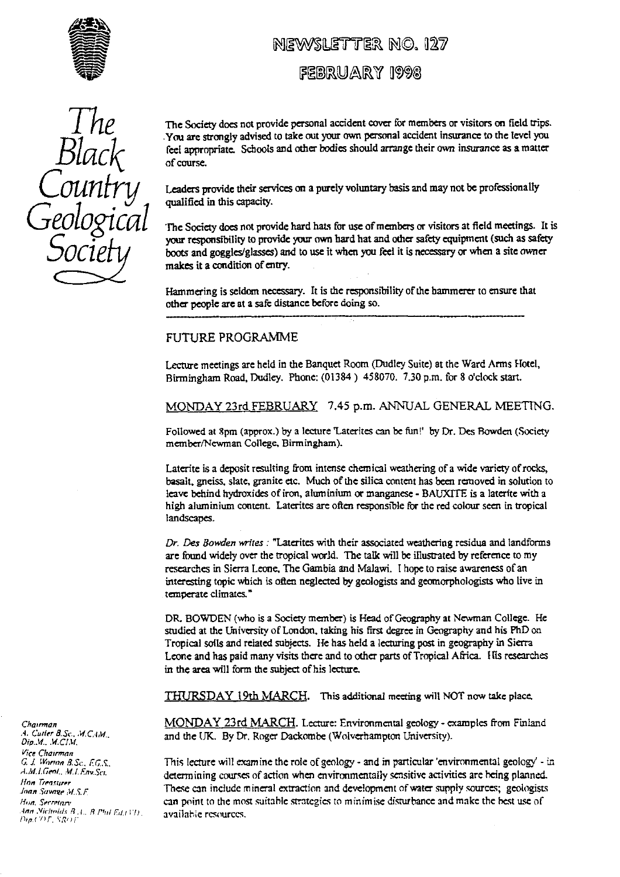# NEWSLETTER NO. 127

## FEBRUARY 1998

*The Black Country Geological Society*

The Society does not provide personal accident cover for members or visitors on field trips. You are strongly advised to take out your own personal accident insurance to the level you feel appropriate. Schools and other bodies should arrange their own insurance as a matter of course.

Leaders provide their services on a purely voluntary basis and may not be professionally qualified in this capacity.

The Society does not provide hard hats for use of members or visitors at field meetings. It is your responsibility to provide your own hard hat and other safety equipment (such as safety boots and goggles/glasses) and to use it when you feel it is necessary or when a site owner makes it a condition of entry.

Hammering is seldom necessary. It is the responsibility of the hammerer to ensure that other people are at a safe distance before doing so.

---

## FUTURE PROGRAMME

Lecture meetings are held in the Banquet Room (Dudley Suite) at the Ward Arms Hotel, Birmingham Road, Dudley. Phone: (01384 ) 458070. 7.30 p.m. for 8 o'clock start.

MONDAY 23rd FEBRUARY 7.45 p.m. ANNUAL GENERAL MEETING.

Followed at 8pm (approx.) by a lecture 'Laterites can be fun!' by Dr. Des Bowden (Society member/Newman College, Birmingham).

Laterite is a deposit resulting from intense chemical weathering of a wide variety of rocks, basalt, gneiss, slate, granite etc. Much of the silica content has been removed in solution to leave behind hydroxides of iron, aluminium or manganese - BAUXITE is a laterite with a high aluminium content. Laterites are often responsible for the red colour seen in tropical landscapes.

*Dr. Des Bowden writes* : "Laterites with their associated weathering residua and landforms are found widely over the tropical world. The talk will be illustrated by reference to my researches in Sierra Leone, The Gambia and Malawi. I hope to raise awareness of an interesting topic which is often neglected by geologists and geomorphologists who live in temperate climates."

DR. BOWDEN (who is a Society member) is Head of Geography at Newman College. He studied at the University of London, taking his first degree in Geography and his PhD on Tropical soils and related subjects. He has held a lecturing post in geography in Sierra Leone and has paid many visits there and to other parts of Tropical Africa. His researches in the area will form the subject of his lecture.

THURSDAY 19th MARCH. This additional meeting will NOT now take place.

MONDAY 23rd MARCH. Lecture: Environmental geology - examples from Finland and the UK. By Dr. Roger Dackombe (Wolverhampton University).

This lecture will examine the role of geology - and in particular 'environmental geology' - in determining courses of action when environmentally sensitive activities are being planned. These can include mineral extraction and development of water supply sources; geologists can point to the most suitable strategies to minimise disturbance and make the best use of available resources.

*Chairman*
A. Cutler B.Sc., M.C.A.M., Dip.M., M.C.I.M.
*Vice Chairman*
G. J. Worton B.Sc., F.G.S., A.M.I.Geol., M.I.Env.Sci.
*Hon Treasurer*
Joan Savage M.S.F.
*Hon. Secretary*
Ann Nicholds B.A., B.Phil.Ed.(VI), Dip.COT, SROT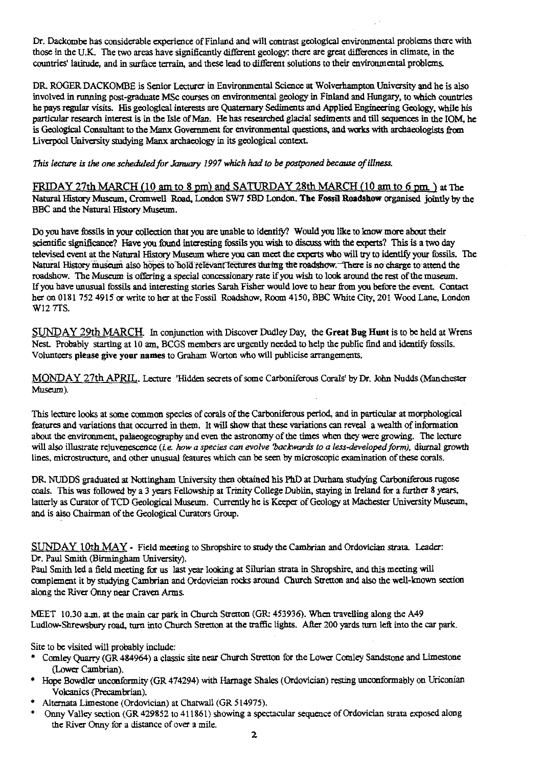Dr. Dackombe has considerable experience of Finland and will contrast geological environmental problems there with those in the U.K. The two areas have significantly different geology: there are great differences in climate, in the countries' latitude, and in surface terrain, and these lead to different solutions to their environmental problems.

DR. ROGER DACKOMBE is Senior Lecturer in Environmental Science at Wolverhampton University and he is also involved in running post-graduate MSc courses on environmental geology in Finland and Hungary, to which countries he pays regular visits. His geological interests are Quaternary Sediments and Applied Engineering Geology, while his particular research interest is in the Isle of Man. He has researched glacial sediments and till sequences in the IOM, he is Geological Consultant to the Manx Government for environmental questions, and works with archaeologists from Liverpool University studying Manx archaeology in its geological context.

*This lecture is the one scheduled for January 1997 which had to be postponed because of illness.*

FRIDAY 27th MARCH (10 am to 8 pm) and SATURDAY 28th MARCH (10 am to 6 pm.) at The Natural History Museum, Cromwell Road, London SW7 5BD London. **The Fossil Roadshow** organised jointly by the BBC and the Natural History Museum.

Do you have fossils in your collection that you are unable to identify? Would you like to know more about their scientific significance? Have you found interesting fossils you wish to discuss with the experts? This is a two day televised event at the Natural History Museum where you can meet the experts who will try to identify your fossils. The Natural History museum also hopes to hold relevant lectures during the roadshow. There is no charge to attend the roadshow. The Museum is offering a special concessionary rate if you wish to look around the rest of the museum. If you have unusual fossils and interesting stories Sarah Fisher would love to hear from you before the event. Contact her on 0181 752 4915 or write to her at the Fossil Roadshow, Room 4150, BBC White City, 201 Wood Lane, London W12 7TS.

SUNDAY 29th MARCH. In conjunction with Discover Dudley Day, the **Great Bug Hunt** is to be held at Wrens Nest. Probably starting at 10 am, BCGS members are urgently needed to help the public find and identify fossils. Volunteers **please give your names** to Graham Worton who will publicise arrangements.

MONDAY 27th APRIL. Lecture 'Hidden secrets of some Carboniferous Corals' by Dr. John Nudds (Manchester Museum).

This lecture looks at some common species of corals of the Carboniferous period, and in particular at morphological features and variations that occurred in them. It will show that these variations can reveal a wealth of information about the environment, palaeogeography and even the astronomy of the times when they were growing. The lecture will also illustrate rejuvenescence (*i.e. how a species can evolve 'backwards to a less-developed form*), diurnal growth lines, microstructure, and other unusual features which can be seen by microscopic examination of these corals.

DR. NUDDS graduated at Nottingham University then obtained his PhD at Durham studying Carboniferous rugose coals. This was followed by a 3 years Fellowship at Trinity College Dublin, staying in Ireland for a further 8 years, latterly as Curator of TCD Geological Museum. Currently he is Keeper of Geology at Machester University Museum, and is also Chairman of the Geological Curators Group.

SUNDAY 10th MAY - Field meeting to Shropshire to study the Cambrian and Ordovician strata. Leader: Dr. Paul Smith (Birmingham University).
Paul Smith led a field meeting for us last year looking at Silurian strata in Shropshire, and this meeting will complement it by studying Cambrian and Ordovician rocks around Church Stretton and also the well-known section along the River Onny near Craven Arms.

MEET 10.30 a.m. at the main car park in Church Stretton (GR: 453936). When travelling along the A49 Ludlow-Shrewsbury road, turn into Church Stretton at the traffic lights. After 200 yards turn left into the car park.

Site to be visited will probably include:

* Comley Quarry (GR 484964) a classic site near Church Stretton for the Lower Comley Sandstone and Limestone (Lower Cambrian).
* Hope Bowdler unconformity (GR 474294) with Harnage Shales (Ordovician) resting unconformably on Uriconian Volcanics (Precambrian).
* Alternata Limestone (Ordovician) at Chatwall (GR 514975).
* Onny Valley section (GR 429852 to 411861) showing a spectacular sequence of Ordovician strata exposed along the River Onny for a distance of over a mile.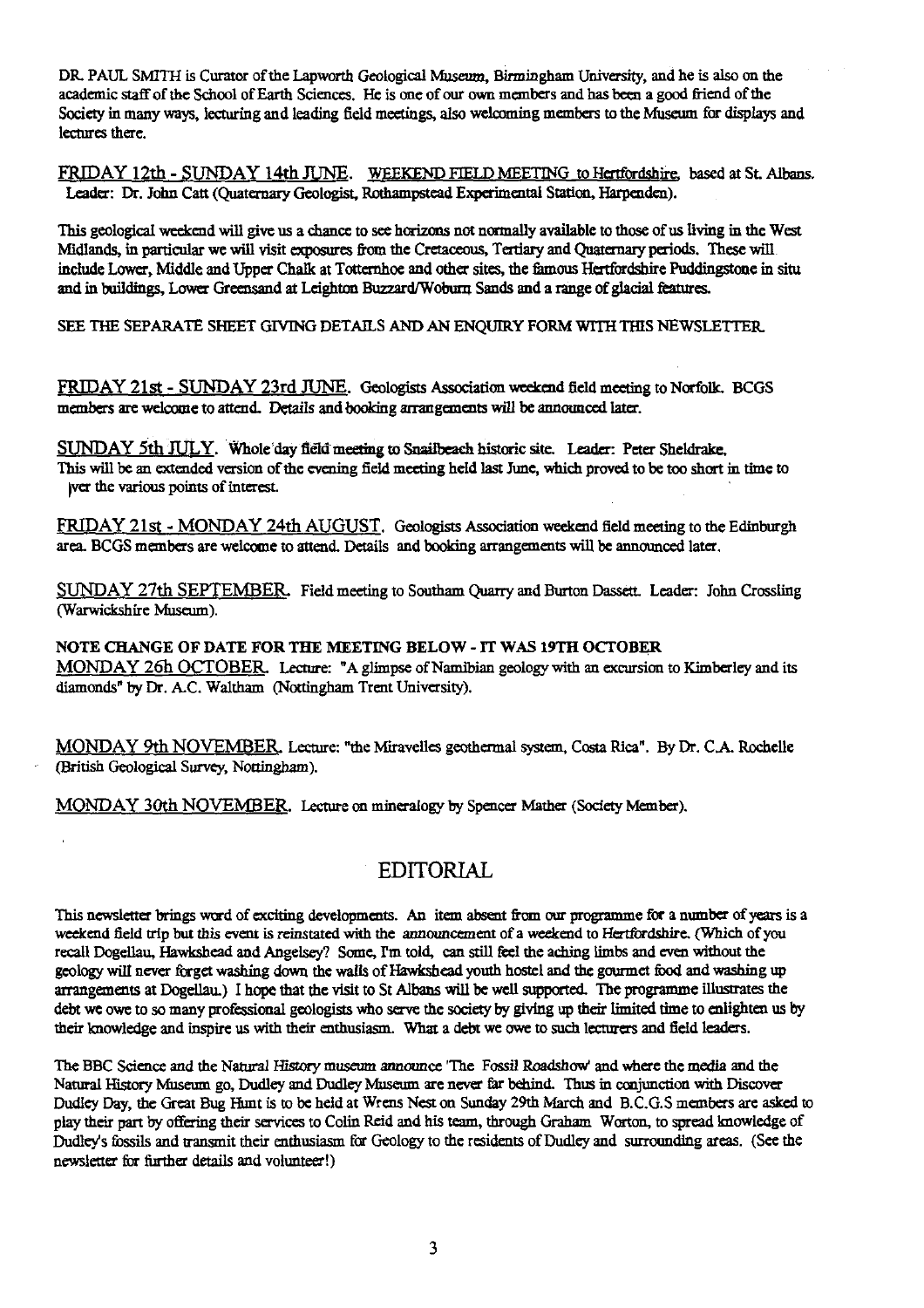DR. PAUL SMITH is Curator of the Lapworth Geological Museum, Birmingham University, and he is also on the academic staff of the School of Earth Sciences. He is one of our own members and has been a good friend of the Society in many ways, lecturing and leading field meetings, also welcoming members to the Museum for displays and lectures there.

FRIDAY 12th - SUNDAY 14th JUNE. WEEKEND FIELD MEETING to Hertfordshire, based at St. Albans. Leader: Dr. John Catt (Quaternary Geologist, Rothampstead Experimental Station, Harpenden).

This geological weekend will give us a chance to see horizons not normally available to those of us living in the West Midlands, in particular we will visit exposures from the Cretaceous, Tertiary and Quaternary periods. These will include Lower, Middle and Upper Chalk at Totternhoe and other sites, the famous Hertfordshire Puddingstone in situ and in buildings, Lower Greensand at Leighton Buzzard/Woburn Sands and a range of glacial features.

SEE THE SEPARATE SHEET GIVING DETAILS AND AN ENQUIRY FORM WITH THIS NEWSLETTER.

FRIDAY 21st - SUNDAY 23rd JUNE. Geologists Association weekend field meeting to Norfolk. BCGS members are welcome to attend. Details and booking arrangements will be announced later.

SUNDAY 5th JULY. Whole day field meeting to Snailbeach historic site. Leader: Peter Sheldrake. This will be an extended version of the evening field meeting held last June, which proved to be too short in time to ver the various points of interest.

FRIDAY 21st - MONDAY 24th AUGUST. Geologists Association weekend field meeting to the Edinburgh area. BCGS members are welcome to attend. Details and booking arrangements will be announced later.

SUNDAY 27th SEPTEMBER. Field meeting to Southam Quarry and Burton Dassett. Leader: John Crossling (Warwickshire Museum).

**NOTE CHANGE OF DATE FOR THE MEETING BELOW - IT WAS 19TH OCTOBER**

MONDAY 26h OCTOBER. Lecture: "A glimpse of Namibian geology with an excursion to Kimberley and its diamonds" by Dr. A.C. Waltham (Nottingham Trent University).

MONDAY 9th NOVEMBER. Lecture: "the Miravelles geothermal system, Costa Rica". By Dr. C.A. Rochelle (British Geological Survey, Nottingham).

MONDAY 30th NOVEMBER. Lecture on mineralogy by Spencer Mather (Society Member).

## EDITORIAL

This newsletter brings word of exciting developments. An item absent from our programme for a number of years is a weekend field trip but this event is reinstated with the announcement of a weekend to Hertfordshire. (Which of you recall Dogellau, Hawkshead and Angelsey? Some, I'm told, can still feel the aching limbs and even without the geology will never forget washing down the walls of Hawkshead youth hostel and the gourmet food and washing up arrangements at Dogellau.) I hope that the visit to St Albans will be well supported. The programme illustrates the debt we owe to so many professional geologists who serve the society by giving up their limited time to enlighten us by their knowledge and inspire us with their enthusiasm. What a debt we owe to such lecturers and field leaders.

The BBC Science and the Natural History museum announce 'The Fossil Roadshow' and where the media and the Natural History Museum go, Dudley and Dudley Museum are never far behind. Thus in conjunction with Discover Dudley Day, the Great Bug Hunt is to be held at Wrens Nest on Sunday 29th March and B.C.G.S members are asked to play their part by offering their services to Colin Reid and his team, through Graham Worton, to spread knowledge of Dudley's fossils and transmit their enthusiasm for Geology to the residents of Dudley and surrounding areas. (See the newsletter for further details and volunteer!)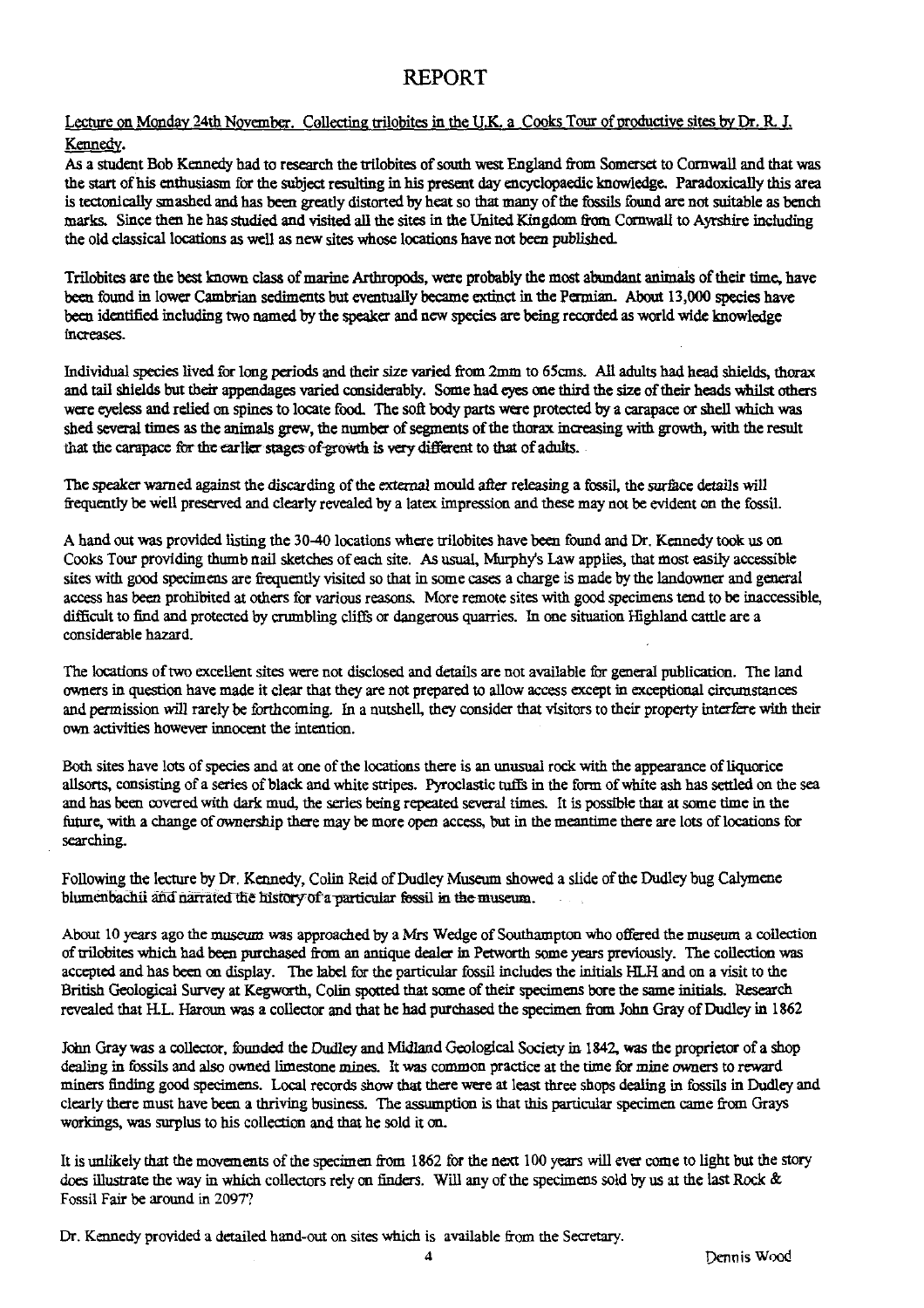# REPORT

Lecture on Monday 24th November. Collecting trilobites in the U.K. a Cooks Tour of productive sites by Dr. R. J. Kennedy.

As a student Bob Kennedy had to research the trilobites of south west England from Somerset to Cornwall and that was the start of his enthusiasm for the subject resulting in his present day encyclopaedic knowledge. Paradoxically this area is tectonically smashed and has been greatly distorted by heat so that many of the fossils found are not suitable as bench marks. Since then he has studied and visited all the sites in the United Kingdom from Cornwall to Ayrshire including the old classical locations as well as new sites whose locations have not been published.

Trilobites are the best known class of marine Arthropods, were probably the most abundant animals of their time, have been found in lower Cambrian sediments but eventually became extinct in the Permian. About 13,000 species have been identified including two named by the speaker and new species are being recorded as world wide knowledge increases.

Individual species lived for long periods and their size varied from 2mm to 65cms. All adults had head shields, thorax and tail shields but their appendages varied considerably. Some had eyes one third the size of their heads whilst others were eyeless and relied on spines to locate food. The soft body parts were protected by a carapace or shell which was shed several times as the animals grew, the number of segments of the thorax increasing with growth, with the result that the carapace for the earlier stages of growth is very different to that of adults.

The speaker warned against the discarding of the external mould after releasing a fossil, the surface details will frequently be well preserved and clearly revealed by a latex impression and these may not be evident on the fossil.

A hand out was provided listing the 30-40 locations where trilobites have been found and Dr. Kennedy took us on Cooks Tour providing thumb nail sketches of each site. As usual, Murphy's Law applies, that most easily accessible sites with good specimens are frequently visited so that in some cases a charge is made by the landowner and general access has been prohibited at others for various reasons. More remote sites with good specimens tend to be inaccessible, difficult to find and protected by crumbling cliffs or dangerous quarries. In one situation Highland cattle are a considerable hazard.

The locations of two excellent sites were not disclosed and details are not available for general publication. The land owners in question have made it clear that they are not prepared to allow access except in exceptional circumstances and permission will rarely be forthcoming. In a nutshell, they consider that visitors to their property interfere with their own activities however innocent the intention.

Both sites have lots of species and at one of the locations there is an unusual rock with the appearance of liquorice allsorts, consisting of a series of black and white stripes. Pyroclastic tuffs in the form of white ash has settled on the sea and has been covered with dark mud, the series being repeated several times. It is possible that at some time in the future, with a change of ownership there may be more open access, but in the meantime there are lots of locations for searching.

Following the lecture by Dr. Kennedy, Colin Reid of Dudley Museum showed a slide of the Dudley bug Calymene blumenbachii and narrated the history of a particular fossil in the museum.

About 10 years ago the museum was approached by a Mrs Wedge of Southampton who offered the museum a collection of trilobites which had been purchased from an antique dealer in Petworth some years previously. The collection was accepted and has been on display. The label for the particular fossil includes the initials HLH and on a visit to the British Geological Survey at Kegworth, Colin spotted that some of their specimens bore the same initials. Research revealed that H.L. Haroun was a collector and that he had purchased the specimen from John Gray of Dudley in 1862

John Gray was a collector, founded the Dudley and Midland Geological Society in 1842, was the proprietor of a shop dealing in fossils and also owned limestone mines. It was common practice at the time for mine owners to reward miners finding good specimens. Local records show that there were at least three shops dealing in fossils in Dudley and clearly there must have been a thriving business. The assumption is that this particular specimen came from Grays workings, was surplus to his collection and that he sold it on.

It is unlikely that the movements of the specimen from 1862 for the next 100 years will ever come to light but the story does illustrate the way in which collectors rely on finders. Will any of the specimens sold by us at the last Rock & Fossil Fair be around in 2097?

Dr. Kennedy provided a detailed hand-out on sites which is available from the Secretary.

Dennis Wood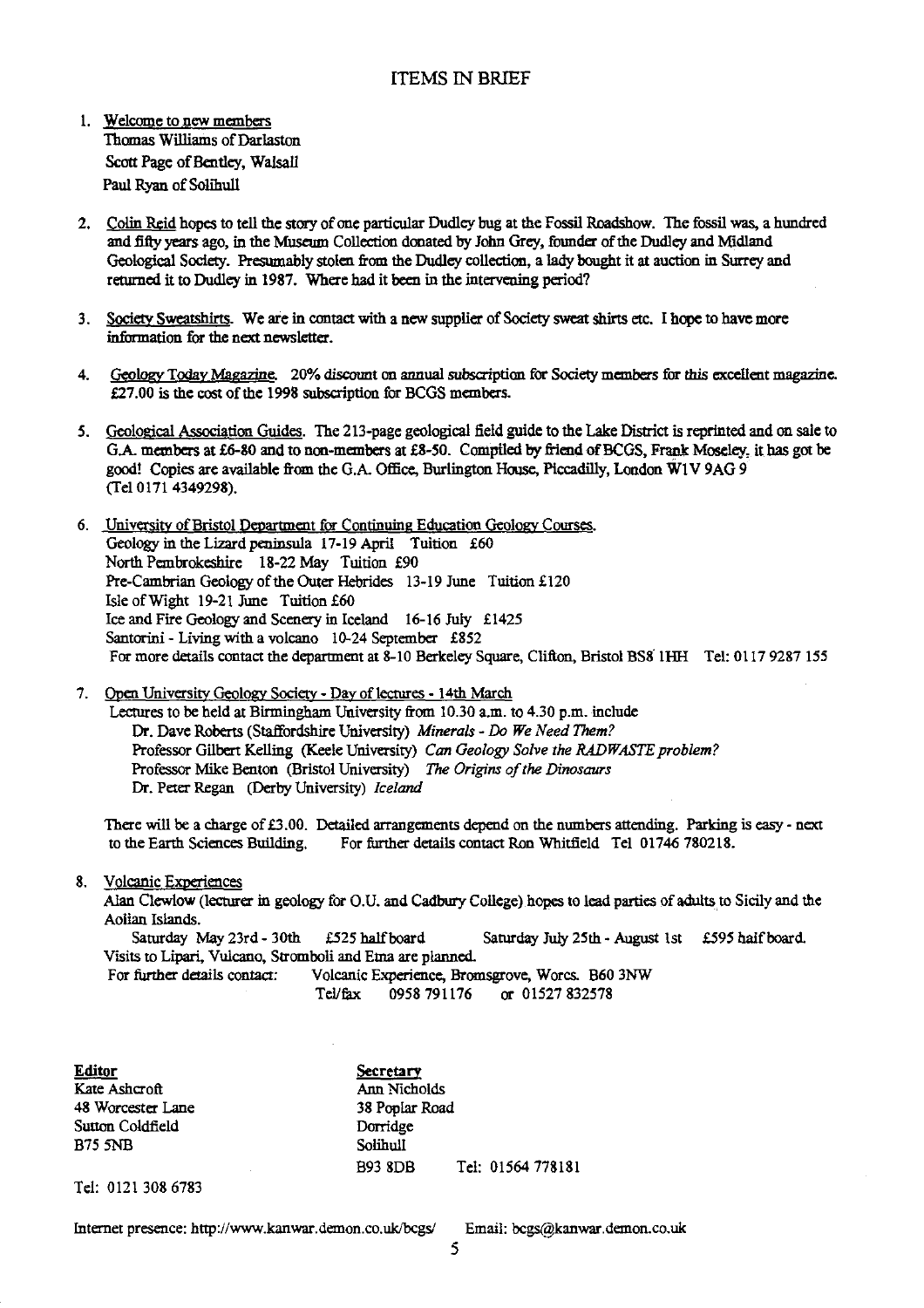## ITEMS IN BRIEF

1. Welcome to new members
   Thomas Williams of Darlaston
   Scott Page of Bentley, Walsall
   Paul Ryan of Solihull

2. Colin Reid hopes to tell the story of one particular Dudley bug at the Fossil Roadshow. The fossil was, a hundred and fifty years ago, in the Museum Collection donated by John Grey, founder of the Dudley and Midland Geological Society. Presumably stolen from the Dudley collection, a lady bought it at auction in Surrey and returned it to Dudley in 1987. Where had it been in the intervening period?

3. Society Sweatshirts. We are in contact with a new supplier of Society sweat shirts etc. I hope to have more information for the next newsletter.

4. Geology Today Magazine. 20% discount on annual subscription for Society members for this excellent magazine. £27.00 is the cost of the 1998 subscription for BCGS members.

5. Geological Association Guides. The 213-page geological field guide to the Lake District is reprinted and on sale to G.A. members at £6-80 and to non-members at £8-50. Compiled by friend of BCGS, Frank Moseley, it has got be good! Copies are available from the G.A. Office, Burlington House, Piccadilly, London W1V 9AG 9 (Tel 0171 4349298).

6. University of Bristol Department for Continuing Education Geology Courses.
   Geology in the Lizard peninsula 17-19 April Tuition £60
   North Pembrokeshire 18-22 May Tuition £90
   Pre-Cambrian Geology of the Outer Hebrides 13-19 June Tuition £120
   Isle of Wight 19-21 June Tuition £60
   Ice and Fire Geology and Scenery in Iceland 16-16 July £1425
   Santorini - Living with a volcano 10-24 September £852
   For more details contact the department at 8-10 Berkeley Square, Clifton, Bristol BS8 1HH Tel: 0117 9287 155

7. Open University Geology Society - Day of lectures - 14th March
   Lectures to be held at Birmingham University from 10.30 a.m. to 4.30 p.m. include
   Dr. Dave Roberts (Staffordshire University) *Minerals - Do We Need Them?*
   Professor Gilbert Kelling (Keele University) *Can Geology Solve the RADWASTE problem?*
   Professor Mike Benton (Bristol University) *The Origins of the Dinosaurs*
   Dr. Peter Regan (Derby University) *Iceland*

   There will be a charge of £3.00. Detailed arrangements depend on the numbers attending. Parking is easy - next to the Earth Sciences Building. For further details contact Ron Whitfield Tel 01746 780218.

8. Volcanic Experiences
   Alan Clewlow (lecturer in geology for O.U. and Cadbury College) hopes to lead parties of adults to Sicily and the Aolian Islands.
   Saturday May 23rd - 30th £525 half board Saturday July 25th - August 1st £595 half board.
   Visits to Lipari, Vulcano, Stromboli and Etna are planned.
   For further details contact: Volcanic Experience, Bromsgrove, Worcs. B60 3NW
   Tel/fax 0958 791176 or 01527 832578

**Editor**
Kate Ashcroft
48 Worcester Lane
Sutton Coldfield
B75 5NB

Tel: 0121 308 6783

**Secretary**
Ann Nicholds
38 Poplar Road
Dorridge
Solihull
B93 8DB Tel: 01564 778181

Internet presence: http://www.kanwar.demon.co.uk/bcgs/ Email: bcgs@kanwar.demon.co.uk